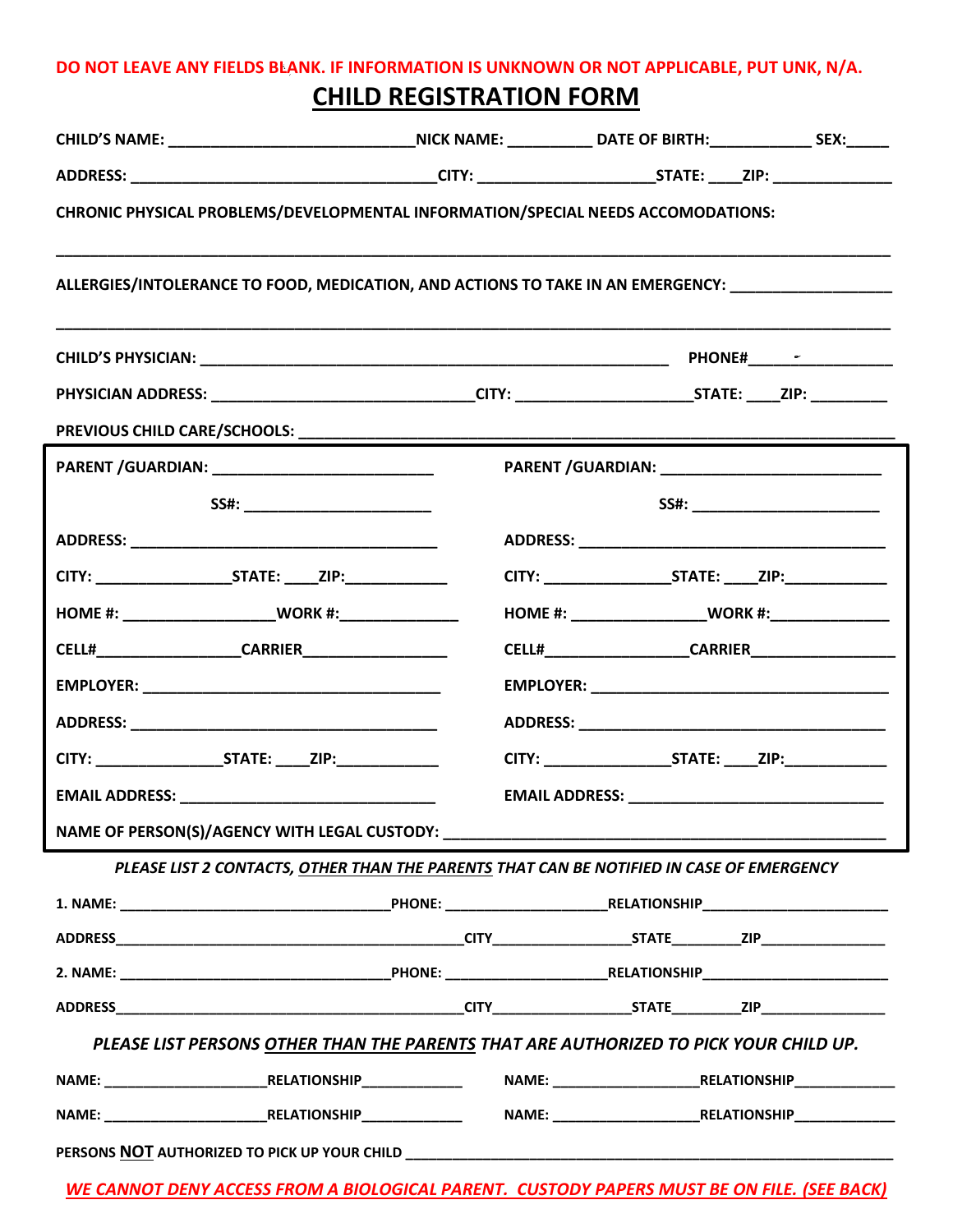**DO NOT LEAVE ANY FIELDS BLANK. IF INFORMATION IS UNKNOWN OR NOT APPLICABLE, PUT UNK, N/A.**

# CHILD REGISTRATION FORM

**CHILD'S NAME:** ______________________________ **NICK NAME:** __________ **DATE OF BIRTH:** ____________ **SEX:** _____

**ADDRESS:** ____________________________________ **CITY:** ____________________ **STATE:** ____ **ZIP:** ______________

**CHRONIC PHYSICAL PROBLEMS/DEVELOPMENTAL INFORMATION/SPECIAL NEEDS ACCOMODATIONS:**

_______________________________________________________________________________________________

**ALLERGIES/INTOLERANCE TO FOOD, MEDICATION, AND ACTIONS TO TAKE IN AN EMERGENCY:** ___________________

_______________________________________________________________________________________________

**CHILD'S PHYSICIAN:** ______________________________________________________ **PHONE#** _____________________

**PHYSICIAN ADDRESS:** ________________________________ **CITY:** ____________________ **STATE:** ____ **ZIP:** _________

**PREVIOUS CHILD CARE/SCHOOLS:** _________________________________________________________________________

| | |
|---|---|
| **PARENT /GUARDIAN:** ___________________________ | **PARENT /GUARDIAN:** ___________________________ |
| **SS#:** _______________________ | **SS#:** _______________________ |
| **ADDRESS:** ______________________________________ | **ADDRESS:** ______________________________________ |
| **CITY:** _______________ **STATE:** ____ **ZIP:** ____________ | **CITY:** _______________ **STATE:** ____ **ZIP:** ____________ |
| **HOME #:** ________________ **WORK #:** ______________ | **HOME #:** ________________ **WORK #:** ______________ |
| **CELL#** ________________ **CARRIER** _________________ | **CELL#** ________________ **CARRIER** _________________ |
| **EMPLOYER:** ____________________________________ | **EMPLOYER:** ____________________________________ |
| **ADDRESS:** ______________________________________ | **ADDRESS:** ______________________________________ |
| **CITY:** _______________ **STATE:** ____ **ZIP:** ____________ | **CITY:** _______________ **STATE:** ____ **ZIP:** ____________ |
| **EMAIL ADDRESS:** ______________________________ | **EMAIL ADDRESS:** ______________________________ |

**NAME OF PERSON(S)/AGENCY WITH LEGAL CUSTODY:** ____________________________________________________

***PLEASE LIST 2 CONTACTS, OTHER THAN THE PARENTS THAT CAN BE NOTIFIED IN CASE OF EMERGENCY***

**1. NAME:** __________________________________ **PHONE:** ____________________ **RELATIONSHIP** _______________________

**ADDRESS** _____________________________________________ **CITY** _________________ **STATE** ________ **ZIP** _______________

**2. NAME:** __________________________________ **PHONE:** ____________________ **RELATIONSHIP** _______________________

**ADDRESS** _____________________________________________ **CITY** _________________ **STATE** ________ **ZIP** _______________

***PLEASE LIST PERSONS OTHER THAN THE PARENTS THAT ARE AUTHORIZED TO PICK YOUR CHILD UP.***

**NAME:** ____________________ **RELATIONSHIP** ____________ **NAME:** __________________ **RELATIONSHIP** ____________

**NAME:** ____________________ **RELATIONSHIP** ____________ **NAME:** __________________ **RELATIONSHIP** ____________

**PERSONS NOT AUTHORIZED TO PICK UP YOUR CHILD** ____________________________________________________________

***WE CANNOT DENY ACCESS FROM A BIOLOGICAL PARENT. CUSTODY PAPERS MUST BE ON FILE. (SEE BACK)***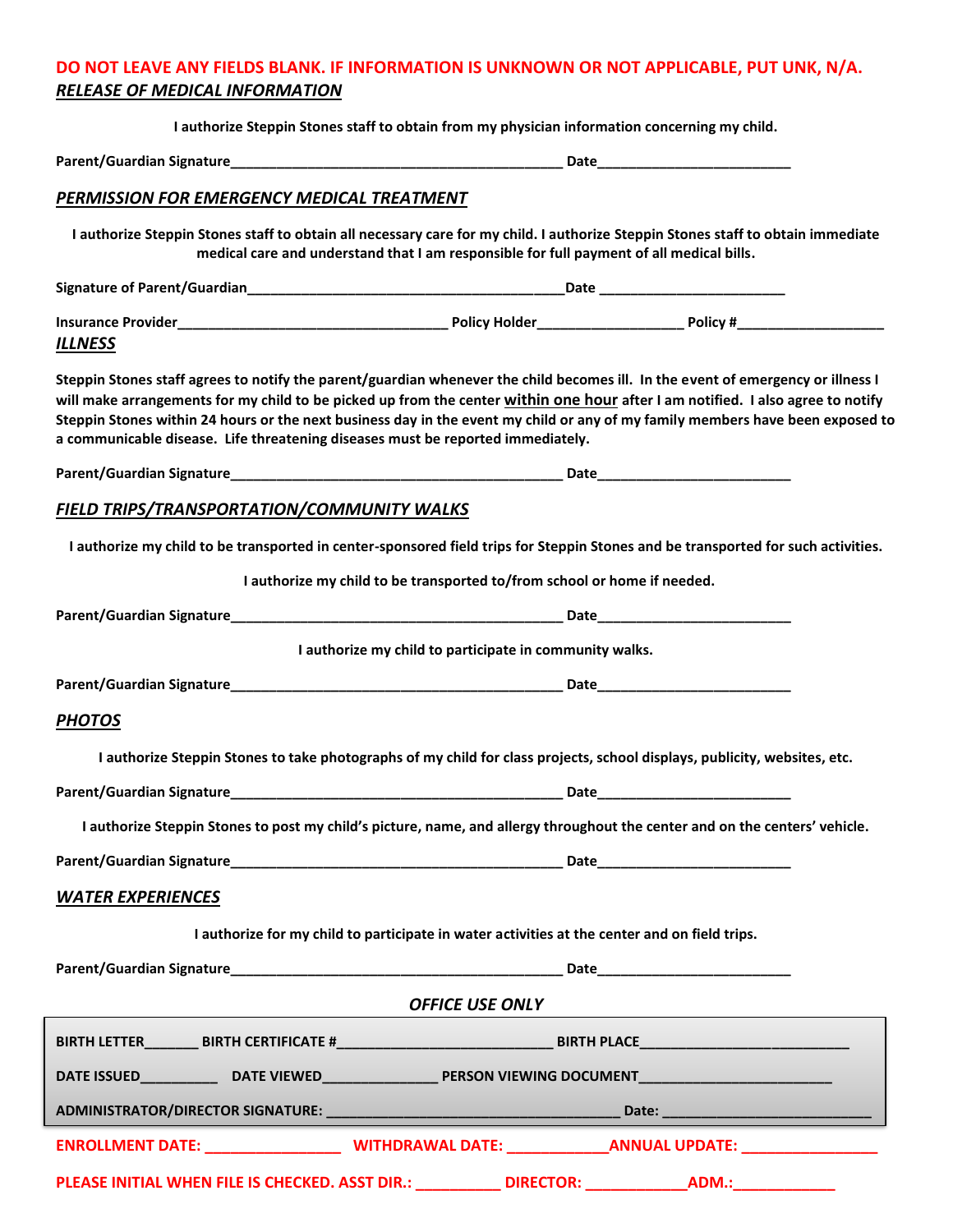**DO NOT LEAVE ANY FIELDS BLANK. IF INFORMATION IS UNKNOWN OR NOT APPLICABLE, PUT UNK, N/A.**

***RELEASE OF MEDICAL INFORMATION***

**I authorize Steppin Stones staff to obtain from my physician information concerning my child.**

**Parent/Guardian Signature**___________________________________________ **Date**_________________________

***PERMISSION FOR EMERGENCY MEDICAL TREATMENT***

**I authorize Steppin Stones staff to obtain all necessary care for my child. I authorize Steppin Stones staff to obtain immediate medical care and understand that I am responsible for full payment of all medical bills.**

**Signature of Parent/Guardian**_________________________________________**Date** ________________________

**Insurance Provider**___________________________________ **Policy Holder**___________________ **Policy #**____________________

***ILLNESS***

**Steppin Stones staff agrees to notify the parent/guardian whenever the child becomes ill. In the event of emergency or illness I will make arrangements for my child to be picked up from the center within one hour after I am notified. I also agree to notify Steppin Stones within 24 hours or the next business day in the event my child or any of my family members have been exposed to a communicable disease. Life threatening diseases must be reported immediately.**

**Parent/Guardian Signature**___________________________________________ **Date**_________________________

***FIELD TRIPS/TRANSPORTATION/COMMUNITY WALKS***

**I authorize my child to be transported in center-sponsored field trips for Steppin Stones and be transported for such activities.**

**I authorize my child to be transported to/from school or home if needed.**

**Parent/Guardian Signature**___________________________________________ **Date**_________________________

**I authorize my child to participate in community walks.**

**Parent/Guardian Signature**___________________________________________ **Date**_________________________

***PHOTOS***

**I authorize Steppin Stones to take photographs of my child for class projects, school displays, publicity, websites, etc.**

**Parent/Guardian Signature**___________________________________________ **Date**_________________________

**I authorize Steppin Stones to post my child's picture, name, and allergy throughout the center and on the centers' vehicle.**

**Parent/Guardian Signature**___________________________________________ **Date**_________________________

***WATER EXPERIENCES***

**I authorize for my child to participate in water activities at the center and on field trips.**

**Parent/Guardian Signature**___________________________________________ **Date**_________________________

***OFFICE USE ONLY***

**BIRTH LETTER**_______ **BIRTH CERTIFICATE #**____________________________ **BIRTH PLACE**___________________________

**DATE ISSUED**__________ **DATE VIEWED**_______________ **PERSON VIEWING DOCUMENT**_________________________

**ADMINISTRATOR/DIRECTOR SIGNATURE:** ______________________________________ **Date:** ___________________________

**ENROLLMENT DATE:** _________________ **WITHDRAWAL DATE:** _____________**ANNUAL UPDATE:** _________________

**PLEASE INITIAL WHEN FILE IS CHECKED. ASST DIR.:** __________ **DIRECTOR:** ____________**ADM.:**____________